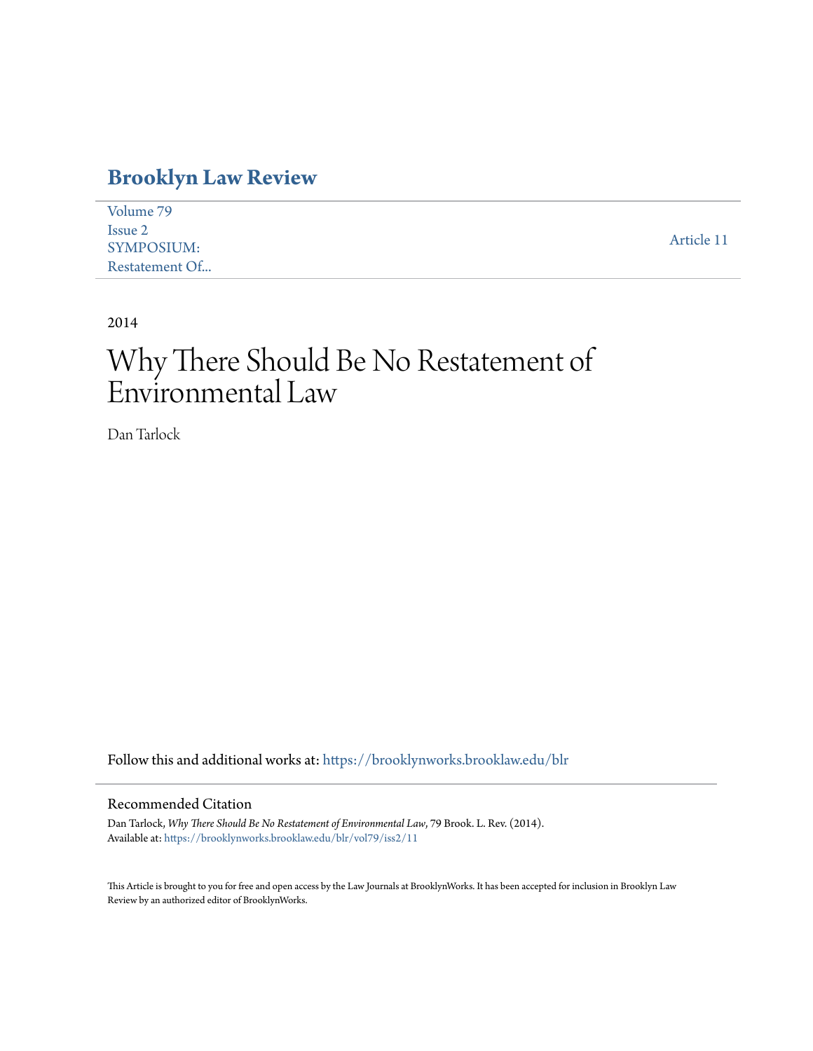# Brooklyn Law Review

Volume 79
Issue 2
SYMPOSIUM:
Restatement Of...

Article 11

2014

# Why There Should Be No Restatement of Environmental Law

Dan Tarlock

Follow this and additional works at: https://brooklynworks.brooklaw.edu/blr

## Recommended Citation

Dan Tarlock, *Why There Should Be No Restatement of Environmental Law*, 79 Brook. L. Rev. (2014).
Available at: https://brooklynworks.brooklaw.edu/blr/vol79/iss2/11

This Article is brought to you for free and open access by the Law Journals at BrooklynWorks. It has been accepted for inclusion in Brooklyn Law Review by an authorized editor of BrooklynWorks.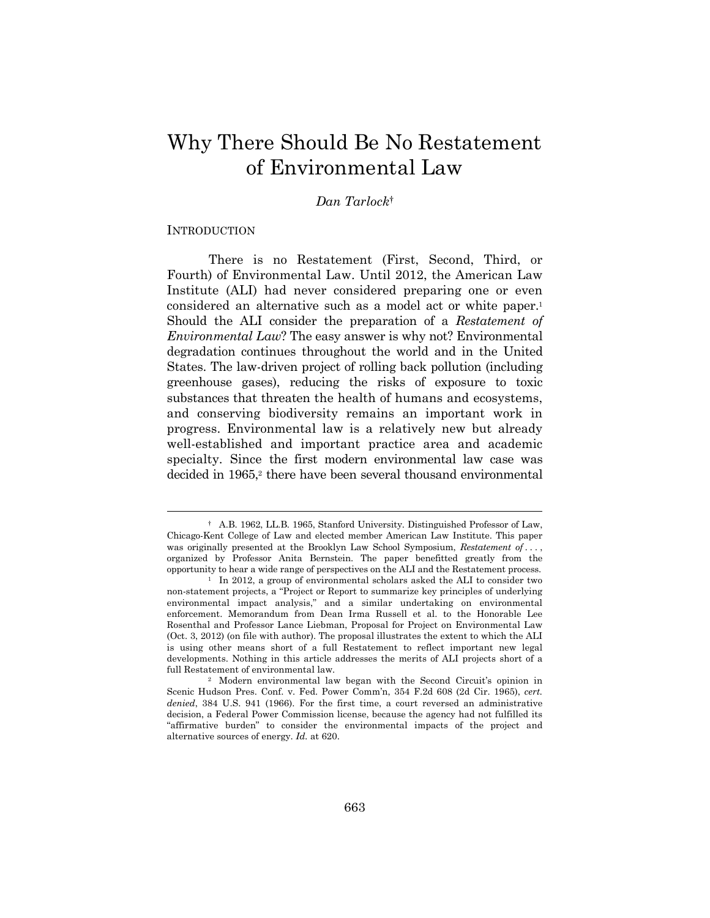# Why There Should Be No Restatement of Environmental Law

*Dan Tarlock*†

## Introduction

There is no Restatement (First, Second, Third, or Fourth) of Environmental Law. Until 2012, the American Law Institute (ALI) had never considered preparing one or even considered an alternative such as a model act or white paper.[1] Should the ALI consider the preparation of a *Restatement of Environmental Law*? The easy answer is why not? Environmental degradation continues throughout the world and in the United States. The law-driven project of rolling back pollution (including greenhouse gases), reducing the risks of exposure to toxic substances that threaten the health of humans and ecosystems, and conserving biodiversity remains an important work in progress. Environmental law is a relatively new but already well-established and important practice area and academic specialty. Since the first modern environmental law case was decided in 1965,[2] there have been several thousand environmental

---

† A.B. 1962, LL.B. 1965, Stanford University. Distinguished Professor of Law, Chicago-Kent College of Law and elected member American Law Institute. This paper was originally presented at the Brooklyn Law School Symposium, *Restatement of . . .* , organized by Professor Anita Bernstein. The paper benefitted greatly from the opportunity to hear a wide range of perspectives on the ALI and the Restatement process.

[1] In 2012, a group of environmental scholars asked the ALI to consider two non-statement projects, a "Project or Report to summarize key principles of underlying environmental impact analysis," and a similar undertaking on environmental enforcement. Memorandum from Dean Irma Russell et al. to the Honorable Lee Rosenthal and Professor Lance Liebman, Proposal for Project on Environmental Law (Oct. 3, 2012) (on file with author). The proposal illustrates the extent to which the ALI is using other means short of a full Restatement to reflect important new legal developments. Nothing in this article addresses the merits of ALI projects short of a full Restatement of environmental law.

[2] Modern environmental law began with the Second Circuit's opinion in Scenic Hudson Pres. Conf. v. Fed. Power Comm'n, 354 F.2d 608 (2d Cir. 1965), *cert. denied*, 384 U.S. 941 (1966). For the first time, a court reversed an administrative decision, a Federal Power Commission license, because the agency had not fulfilled its "affirmative burden" to consider the environmental impacts of the project and alternative sources of energy. *Id.* at 620.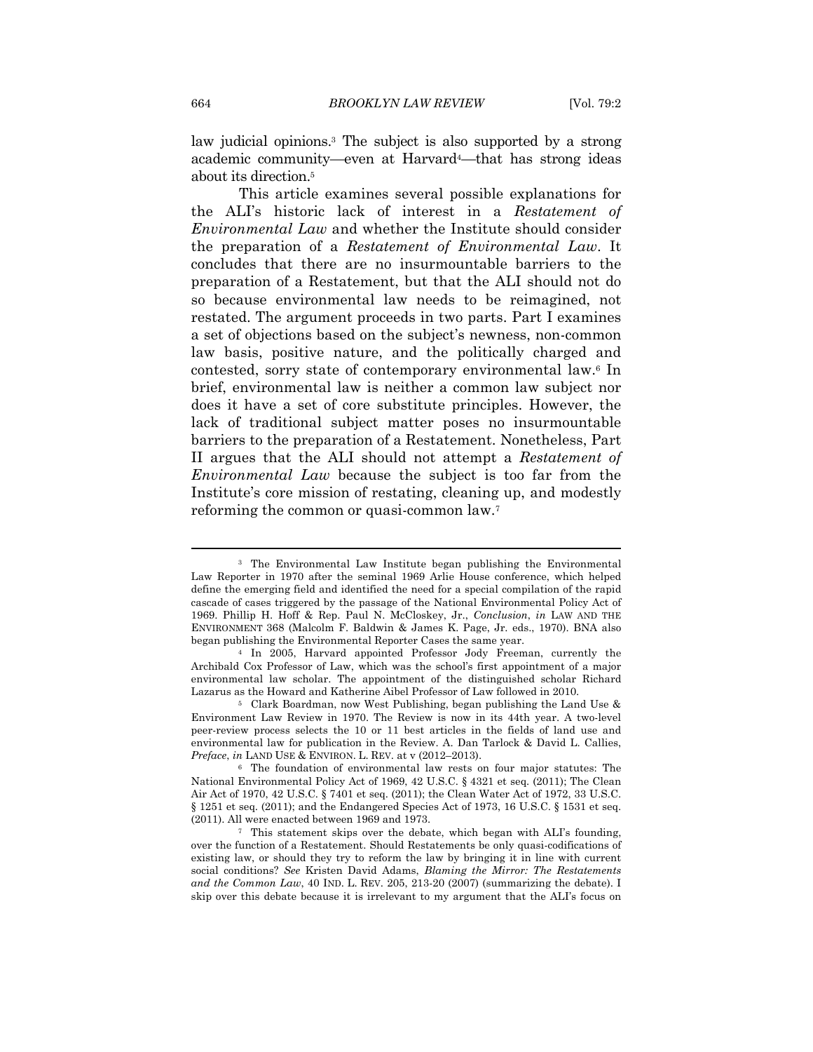law judicial opinions.[3] The subject is also supported by a strong academic community—even at Harvard[4]—that has strong ideas about its direction.[5]

This article examines several possible explanations for the ALI's historic lack of interest in a *Restatement of Environmental Law* and whether the Institute should consider the preparation of a *Restatement of Environmental Law*. It concludes that there are no insurmountable barriers to the preparation of a Restatement, but that the ALI should not do so because environmental law needs to be reimagined, not restated. The argument proceeds in two parts. Part I examines a set of objections based on the subject's newness, non-common law basis, positive nature, and the politically charged and contested, sorry state of contemporary environmental law.[6] In brief, environmental law is neither a common law subject nor does it have a set of core substitute principles. However, the lack of traditional subject matter poses no insurmountable barriers to the preparation of a Restatement. Nonetheless, Part II argues that the ALI should not attempt a *Restatement of Environmental Law* because the subject is too far from the Institute's core mission of restating, cleaning up, and modestly reforming the common or quasi-common law.[7]

---

[3] The Environmental Law Institute began publishing the Environmental Law Reporter in 1970 after the seminal 1969 Arlie House conference, which helped define the emerging field and identified the need for a special compilation of the rapid cascade of cases triggered by the passage of the National Environmental Policy Act of 1969. Phillip H. Hoff & Rep. Paul N. McCloskey, Jr., *Conclusion*, *in* LAW AND THE ENVIRONMENT 368 (Malcolm F. Baldwin & James K. Page, Jr. eds., 1970). BNA also began publishing the Environmental Reporter Cases the same year.

[4] In 2005, Harvard appointed Professor Jody Freeman, currently the Archibald Cox Professor of Law, which was the school's first appointment of a major environmental law scholar. The appointment of the distinguished scholar Richard Lazarus as the Howard and Katherine Aibel Professor of Law followed in 2010.

[5] Clark Boardman, now West Publishing, began publishing the Land Use & Environment Law Review in 1970. The Review is now in its 44th year. A two-level peer-review process selects the 10 or 11 best articles in the fields of land use and environmental law for publication in the Review. A. Dan Tarlock & David L. Callies, *Preface*, *in* LAND USE & ENVIRON. L. REV. at v (2012–2013).

[6] The foundation of environmental law rests on four major statutes: The National Environmental Policy Act of 1969, 42 U.S.C. § 4321 et seq. (2011); The Clean Air Act of 1970, 42 U.S.C. § 7401 et seq. (2011); the Clean Water Act of 1972, 33 U.S.C. § 1251 et seq. (2011); and the Endangered Species Act of 1973, 16 U.S.C. § 1531 et seq. (2011). All were enacted between 1969 and 1973.

[7] This statement skips over the debate, which began with ALI's founding, over the function of a Restatement. Should Restatements be only quasi-codifications of existing law, or should they try to reform the law by bringing it in line with current social conditions? *See* Kristen David Adams, *Blaming the Mirror: The Restatements and the Common Law*, 40 IND. L. REV. 205, 213-20 (2007) (summarizing the debate). I skip over this debate because it is irrelevant to my argument that the ALI's focus on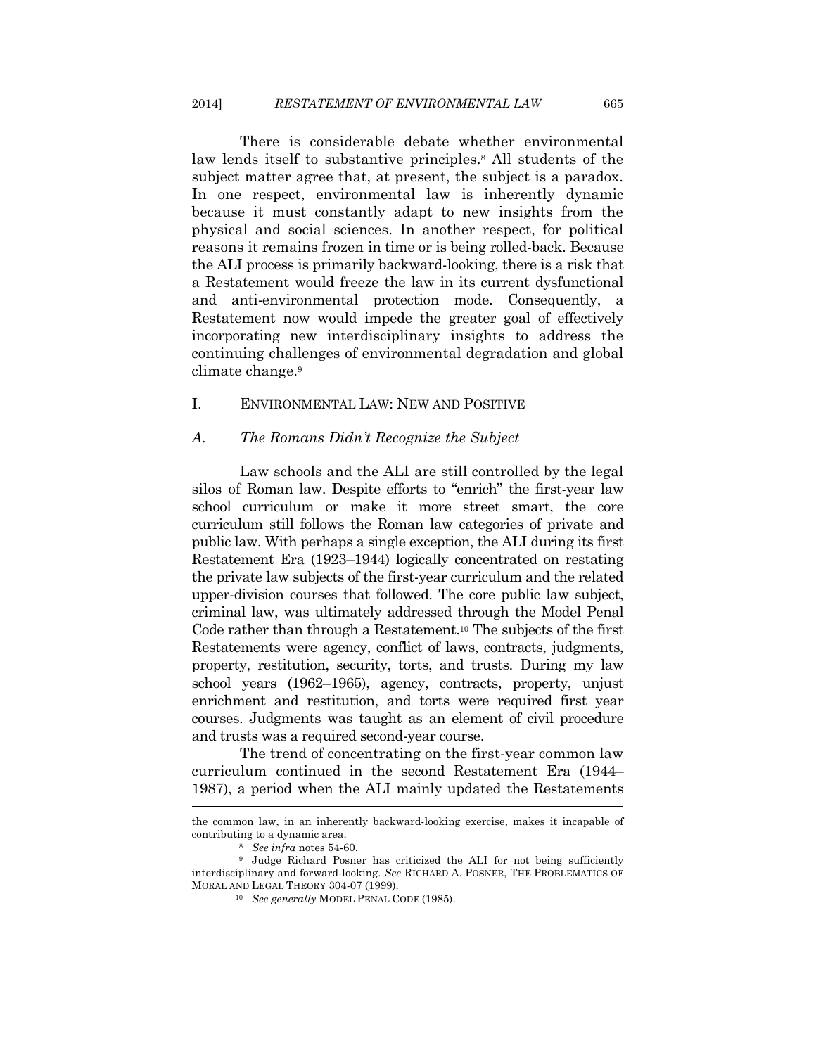There is considerable debate whether environmental law lends itself to substantive principles.[8] All students of the subject matter agree that, at present, the subject is a paradox. In one respect, environmental law is inherently dynamic because it must constantly adapt to new insights from the physical and social sciences. In another respect, for political reasons it remains frozen in time or is being rolled-back. Because the ALI process is primarily backward-looking, there is a risk that a Restatement would freeze the law in its current dysfunctional and anti-environmental protection mode. Consequently, a Restatement now would impede the greater goal of effectively incorporating new interdisciplinary insights to address the continuing challenges of environmental degradation and global climate change.[9]

## I. ENVIRONMENTAL LAW: NEW AND POSITIVE

### A. *The Romans Didn't Recognize the Subject*

Law schools and the ALI are still controlled by the legal silos of Roman law. Despite efforts to "enrich" the first-year law school curriculum or make it more street smart, the core curriculum still follows the Roman law categories of private and public law. With perhaps a single exception, the ALI during its first Restatement Era (1923–1944) logically concentrated on restating the private law subjects of the first-year curriculum and the related upper-division courses that followed. The core public law subject, criminal law, was ultimately addressed through the Model Penal Code rather than through a Restatement.[10] The subjects of the first Restatements were agency, conflict of laws, contracts, judgments, property, restitution, security, torts, and trusts. During my law school years (1962–1965), agency, contracts, property, unjust enrichment and restitution, and torts were required first year courses. Judgments was taught as an element of civil procedure and trusts was a required second-year course.

The trend of concentrating on the first-year common law curriculum continued in the second Restatement Era (1944–1987), a period when the ALI mainly updated the Restatements

---

the common law, in an inherently backward-looking exercise, makes it incapable of contributing to a dynamic area.

[8] *See infra* notes 54-60.

[9] Judge Richard Posner has criticized the ALI for not being sufficiently interdisciplinary and forward-looking. *See* RICHARD A. POSNER, THE PROBLEMATICS OF MORAL AND LEGAL THEORY 304-07 (1999).

[10] *See generally* MODEL PENAL CODE (1985).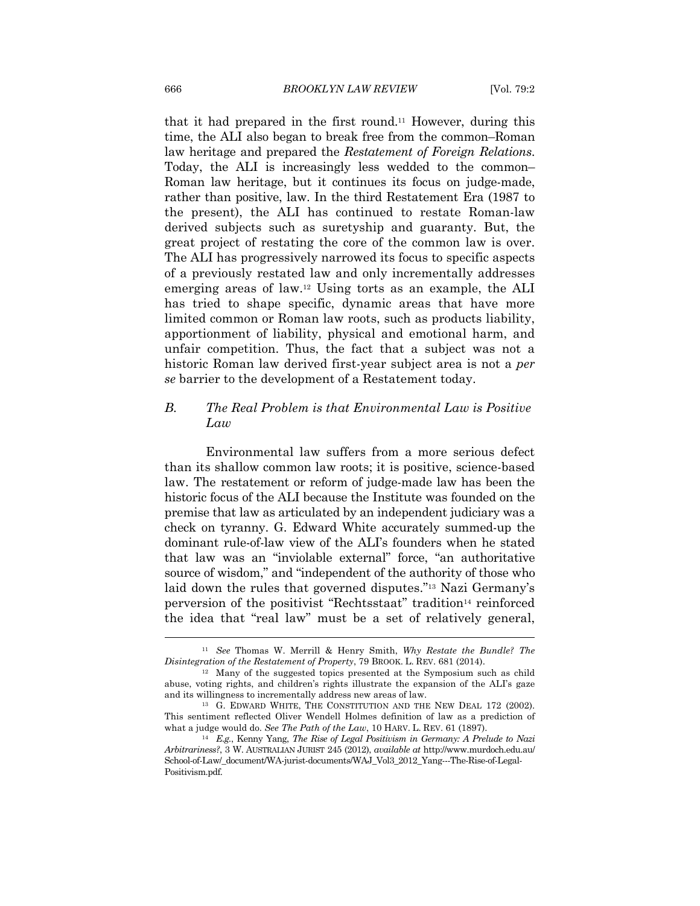that it had prepared in the first round.[11] However, during this time, the ALI also began to break free from the common–Roman law heritage and prepared the *Restatement of Foreign Relations*. Today, the ALI is increasingly less wedded to the common–Roman law heritage, but it continues its focus on judge-made, rather than positive, law. In the third Restatement Era (1987 to the present), the ALI has continued to restate Roman-law derived subjects such as suretyship and guaranty. But, the great project of restating the core of the common law is over. The ALI has progressively narrowed its focus to specific aspects of a previously restated law and only incrementally addresses emerging areas of law.[12] Using torts as an example, the ALI has tried to shape specific, dynamic areas that have more limited common or Roman law roots, such as products liability, apportionment of liability, physical and emotional harm, and unfair competition. Thus, the fact that a subject was not a historic Roman law derived first-year subject area is not a *per se* barrier to the development of a Restatement today.

### *B. The Real Problem is that Environmental Law is Positive Law*

Environmental law suffers from a more serious defect than its shallow common law roots; it is positive, science-based law. The restatement or reform of judge-made law has been the historic focus of the ALI because the Institute was founded on the premise that law as articulated by an independent judiciary was a check on tyranny. G. Edward White accurately summed-up the dominant rule-of-law view of the ALI's founders when he stated that law was an "inviolable external" force, "an authoritative source of wisdom," and "independent of the authority of those who laid down the rules that governed disputes."[13] Nazi Germany's perversion of the positivist "Rechtsstaat" tradition[14] reinforced the idea that "real law" must be a set of relatively general,

---

[11] *See* Thomas W. Merrill & Henry Smith, *Why Restate the Bundle? The Disintegration of the Restatement of Property*, 79 BROOK. L. REV. 681 (2014).

[12] Many of the suggested topics presented at the Symposium such as child abuse, voting rights, and children's rights illustrate the expansion of the ALI's gaze and its willingness to incrementally address new areas of law.

[13] G. EDWARD WHITE, THE CONSTITUTION AND THE NEW DEAL 172 (2002). This sentiment reflected Oliver Wendell Holmes definition of law as a prediction of what a judge would do. *See The Path of the Law*, 10 HARV. L. REV. 61 (1897).

[14] *E.g.*, Kenny Yang, *The Rise of Legal Positivism in Germany: A Prelude to Nazi Arbitrariness?*, 3 W. AUSTRALIAN JURIST 245 (2012), *available at* http://www.murdoch.edu.au/School-of-Law/_document/WA-jurist-documents/WAJ_Vol3_2012_Yang---The-Rise-of-Legal-Positivism.pdf.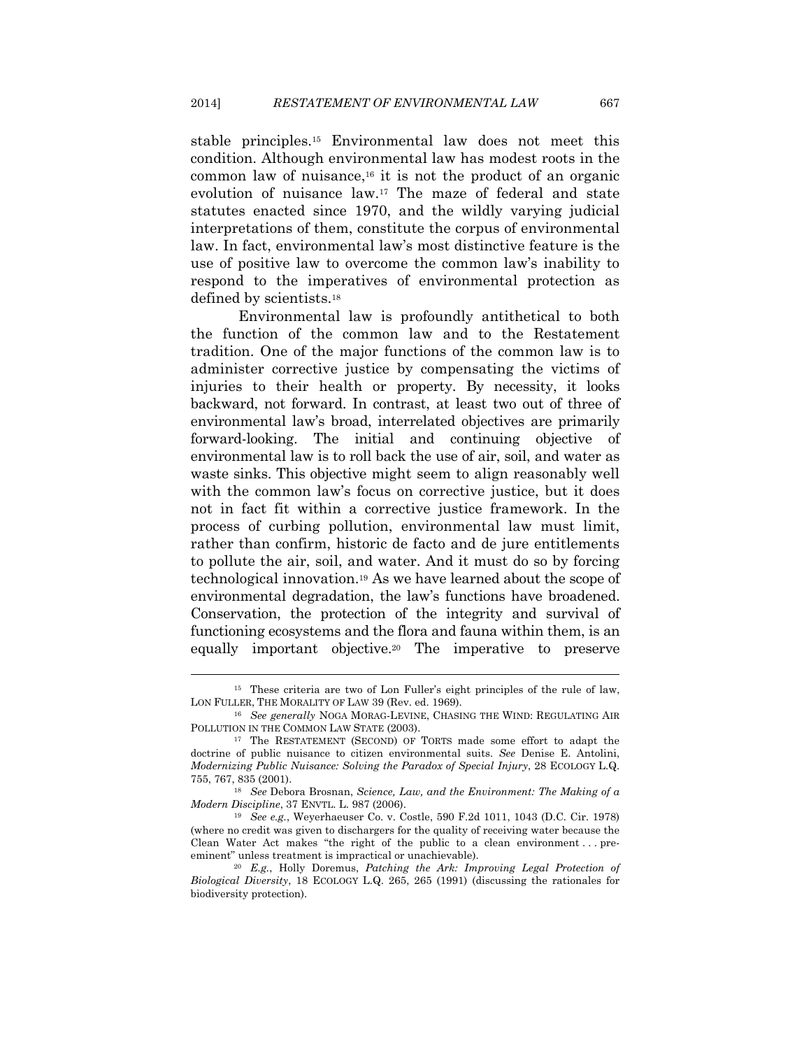stable principles.[15] Environmental law does not meet this condition. Although environmental law has modest roots in the common law of nuisance,[16] it is not the product of an organic evolution of nuisance law.[17] The maze of federal and state statutes enacted since 1970, and the wildly varying judicial interpretations of them, constitute the corpus of environmental law. In fact, environmental law's most distinctive feature is the use of positive law to overcome the common law's inability to respond to the imperatives of environmental protection as defined by scientists.[18]

Environmental law is profoundly antithetical to both the function of the common law and to the Restatement tradition. One of the major functions of the common law is to administer corrective justice by compensating the victims of injuries to their health or property. By necessity, it looks backward, not forward. In contrast, at least two out of three of environmental law's broad, interrelated objectives are primarily forward-looking. The initial and continuing objective of environmental law is to roll back the use of air, soil, and water as waste sinks. This objective might seem to align reasonably well with the common law's focus on corrective justice, but it does not in fact fit within a corrective justice framework. In the process of curbing pollution, environmental law must limit, rather than confirm, historic de facto and de jure entitlements to pollute the air, soil, and water. And it must do so by forcing technological innovation.[19] As we have learned about the scope of environmental degradation, the law's functions have broadened. Conservation, the protection of the integrity and survival of functioning ecosystems and the flora and fauna within them, is an equally important objective.[20] The imperative to preserve

---

[15] These criteria are two of Lon Fuller's eight principles of the rule of law, LON FULLER, THE MORALITY OF LAW 39 (Rev. ed. 1969).

[16] *See generally* NOGA MORAG-LEVINE, CHASING THE WIND: REGULATING AIR POLLUTION IN THE COMMON LAW STATE (2003).

[17] The RESTATEMENT (SECOND) OF TORTS made some effort to adapt the doctrine of public nuisance to citizen environmental suits. *See* Denise E. Antolini, *Modernizing Public Nuisance: Solving the Paradox of Special Injury*, 28 ECOLOGY L.Q. 755, 767, 835 (2001).

[18] *See* Debora Brosnan, *Science, Law, and the Environment: The Making of a Modern Discipline*, 37 ENVTL. L. 987 (2006).

[19] *See e.g.*, Weyerhaeuser Co. v. Costle, 590 F.2d 1011, 1043 (D.C. Cir. 1978) (where no credit was given to dischargers for the quality of receiving water because the Clean Water Act makes "the right of the public to a clean environment . . . pre-eminent" unless treatment is impractical or unachievable).

[20] *E.g.*, Holly Doremus, *Patching the Ark: Improving Legal Protection of Biological Diversity*, 18 ECOLOGY L.Q. 265, 265 (1991) (discussing the rationales for biodiversity protection).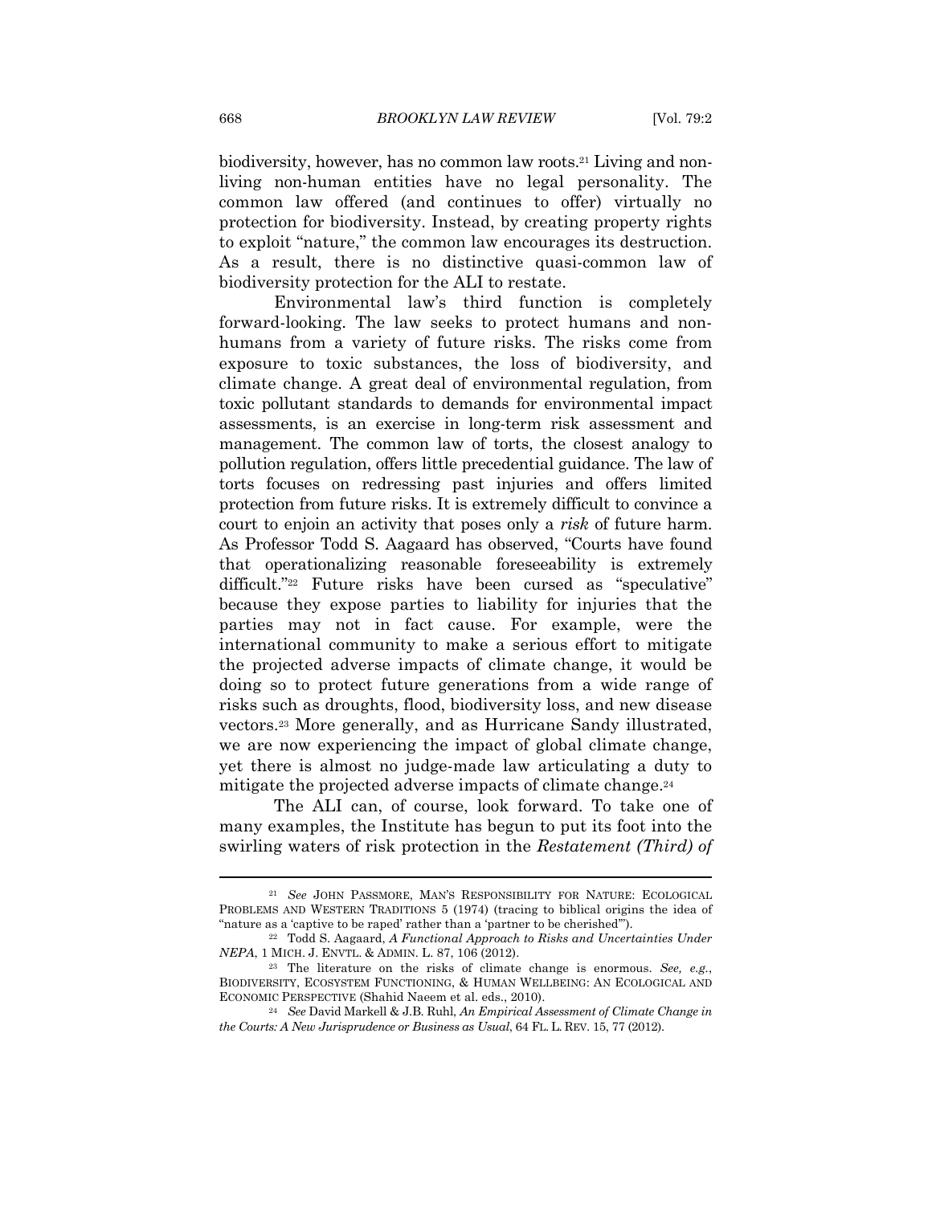biodiversity, however, has no common law roots.[21] Living and non-living non-human entities have no legal personality. The common law offered (and continues to offer) virtually no protection for biodiversity. Instead, by creating property rights to exploit "nature," the common law encourages its destruction. As a result, there is no distinctive quasi-common law of biodiversity protection for the ALI to restate.

Environmental law's third function is completely forward-looking. The law seeks to protect humans and non-humans from a variety of future risks. The risks come from exposure to toxic substances, the loss of biodiversity, and climate change. A great deal of environmental regulation, from toxic pollutant standards to demands for environmental impact assessments, is an exercise in long-term risk assessment and management. The common law of torts, the closest analogy to pollution regulation, offers little precedential guidance. The law of torts focuses on redressing past injuries and offers limited protection from future risks. It is extremely difficult to convince a court to enjoin an activity that poses only a *risk* of future harm. As Professor Todd S. Aagaard has observed, "Courts have found that operationalizing reasonable foreseeability is extremely difficult."[22] Future risks have been cursed as "speculative" because they expose parties to liability for injuries that the parties may not in fact cause. For example, were the international community to make a serious effort to mitigate the projected adverse impacts of climate change, it would be doing so to protect future generations from a wide range of risks such as droughts, flood, biodiversity loss, and new disease vectors.[23] More generally, and as Hurricane Sandy illustrated, we are now experiencing the impact of global climate change, yet there is almost no judge-made law articulating a duty to mitigate the projected adverse impacts of climate change.[24]

The ALI can, of course, look forward. To take one of many examples, the Institute has begun to put its foot into the swirling waters of risk protection in the *Restatement (Third) of*

---

[21] *See* JOHN PASSMORE, MAN'S RESPONSIBILITY FOR NATURE: ECOLOGICAL PROBLEMS AND WESTERN TRADITIONS 5 (1974) (tracing to biblical origins the idea of "nature as a 'captive to be raped' rather than a 'partner to be cherished'").

[22] Todd S. Aagaard, *A Functional Approach to Risks and Uncertainties Under NEPA*, 1 MICH. J. ENVTL. & ADMIN. L. 87, 106 (2012).

[23] The literature on the risks of climate change is enormous. *See, e.g.*, BIODIVERSITY, ECOSYSTEM FUNCTIONING, & HUMAN WELLBEING: AN ECOLOGICAL AND ECONOMIC PERSPECTIVE (Shahid Naeem et al. eds., 2010).

[24] *See* David Markell & J.B. Ruhl, *An Empirical Assessment of Climate Change in the Courts: A New Jurisprudence or Business as Usual*, 64 FL. L. REV. 15, 77 (2012).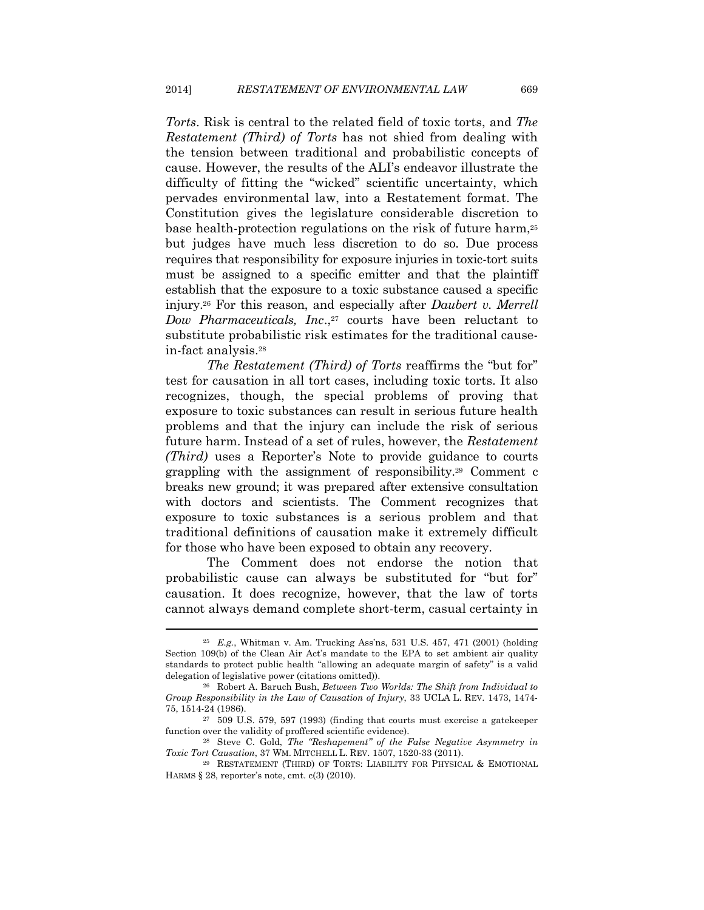*Torts*. Risk is central to the related field of toxic torts, and *The Restatement (Third) of Torts* has not shied from dealing with the tension between traditional and probabilistic concepts of cause. However, the results of the ALI's endeavor illustrate the difficulty of fitting the "wicked" scientific uncertainty, which pervades environmental law, into a Restatement format. The Constitution gives the legislature considerable discretion to base health-protection regulations on the risk of future harm,[25] but judges have much less discretion to do so. Due process requires that responsibility for exposure injuries in toxic-tort suits must be assigned to a specific emitter and that the plaintiff establish that the exposure to a toxic substance caused a specific injury.[26] For this reason, and especially after *Daubert v. Merrell Dow Pharmaceuticals, Inc*.,[27] courts have been reluctant to substitute probabilistic risk estimates for the traditional cause-in-fact analysis.[28]

*The Restatement (Third) of Torts* reaffirms the "but for" test for causation in all tort cases, including toxic torts. It also recognizes, though, the special problems of proving that exposure to toxic substances can result in serious future health problems and that the injury can include the risk of serious future harm. Instead of a set of rules, however, the *Restatement (Third)* uses a Reporter's Note to provide guidance to courts grappling with the assignment of responsibility.[29] Comment c breaks new ground; it was prepared after extensive consultation with doctors and scientists. The Comment recognizes that exposure to toxic substances is a serious problem and that traditional definitions of causation make it extremely difficult for those who have been exposed to obtain any recovery.

The Comment does not endorse the notion that probabilistic cause can always be substituted for "but for" causation. It does recognize, however, that the law of torts cannot always demand complete short-term, casual certainty in

---

[25] *E.g.*, Whitman v. Am. Trucking Ass'ns, 531 U.S. 457, 471 (2001) (holding Section 109(b) of the Clean Air Act's mandate to the EPA to set ambient air quality standards to protect public health "allowing an adequate margin of safety" is a valid delegation of legislative power (citations omitted)).

[26] Robert A. Baruch Bush, *Between Two Worlds: The Shift from Individual to Group Responsibility in the Law of Causation of Injury*, 33 UCLA L. REV. 1473, 1474-75, 1514-24 (1986).

[27] 509 U.S. 579, 597 (1993) (finding that courts must exercise a gatekeeper function over the validity of proffered scientific evidence).

[28] Steve C. Gold, *The "Reshapement" of the False Negative Asymmetry in Toxic Tort Causation*, 37 WM. MITCHELL L. REV. 1507, 1520-33 (2011).

[29] RESTATEMENT (THIRD) OF TORTS: LIABILITY FOR PHYSICAL & EMOTIONAL HARMS § 28, reporter's note, cmt. c(3) (2010).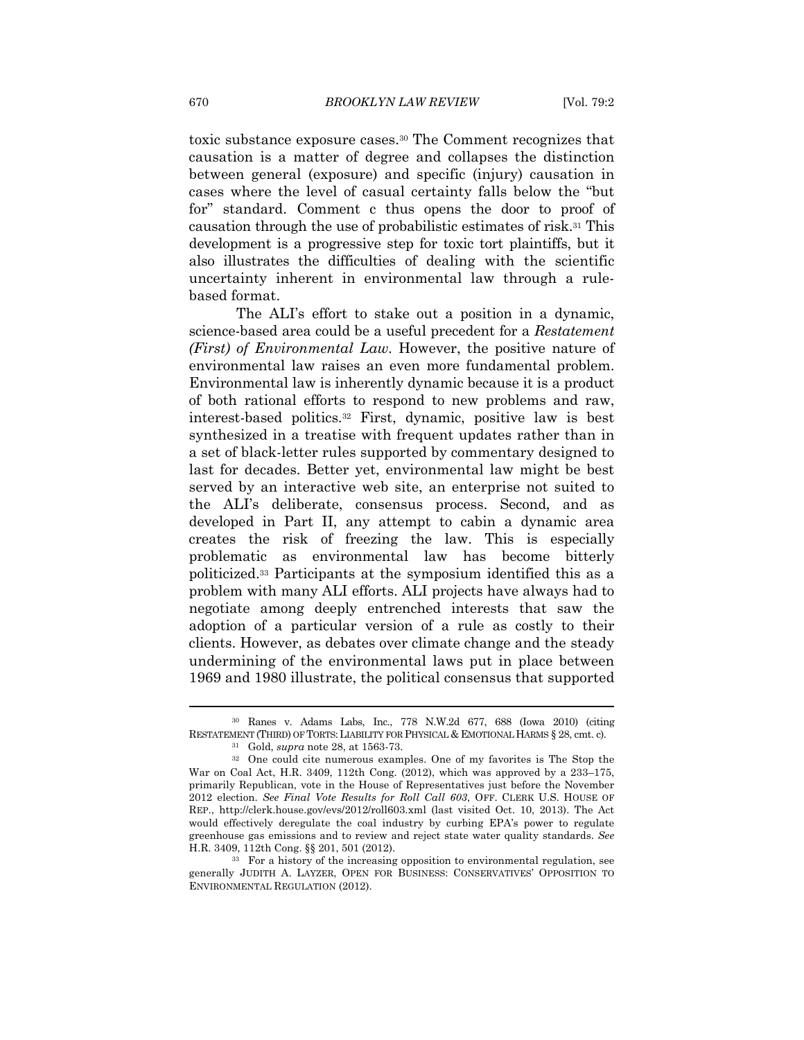toxic substance exposure cases.[30] The Comment recognizes that causation is a matter of degree and collapses the distinction between general (exposure) and specific (injury) causation in cases where the level of casual certainty falls below the "but for" standard. Comment c thus opens the door to proof of causation through the use of probabilistic estimates of risk.[31] This development is a progressive step for toxic tort plaintiffs, but it also illustrates the difficulties of dealing with the scientific uncertainty inherent in environmental law through a rule-based format.

The ALI's effort to stake out a position in a dynamic, science-based area could be a useful precedent for a *Restatement (First) of Environmental Law*. However, the positive nature of environmental law raises an even more fundamental problem. Environmental law is inherently dynamic because it is a product of both rational efforts to respond to new problems and raw, interest-based politics.[32] First, dynamic, positive law is best synthesized in a treatise with frequent updates rather than in a set of black-letter rules supported by commentary designed to last for decades. Better yet, environmental law might be best served by an interactive web site, an enterprise not suited to the ALI's deliberate, consensus process. Second, and as developed in Part II, any attempt to cabin a dynamic area creates the risk of freezing the law. This is especially problematic as environmental law has become bitterly politicized.[33] Participants at the symposium identified this as a problem with many ALI efforts. ALI projects have always had to negotiate among deeply entrenched interests that saw the adoption of a particular version of a rule as costly to their clients. However, as debates over climate change and the steady undermining of the environmental laws put in place between 1969 and 1980 illustrate, the political consensus that supported

---

[30] Ranes v. Adams Labs, Inc., 778 N.W.2d 677, 688 (Iowa 2010) (citing RESTATEMENT (THIRD) OF TORTS: LIABILITY FOR PHYSICAL & EMOTIONAL HARMS § 28, cmt. c).

[31] Gold, *supra* note 28, at 1563-73.

[32] One could cite numerous examples. One of my favorites is The Stop the War on Coal Act, H.R. 3409, 112th Cong. (2012), which was approved by a 233–175, primarily Republican, vote in the House of Representatives just before the November 2012 election. *See Final Vote Results for Roll Call 603*, OFF. CLERK U.S. HOUSE OF REP., http://clerk.house.gov/evs/2012/roll603.xml (last visited Oct. 10, 2013). The Act would effectively deregulate the coal industry by curbing EPA's power to regulate greenhouse gas emissions and to review and reject state water quality standards. *See* H.R. 3409, 112th Cong. §§ 201, 501 (2012).

[33] For a history of the increasing opposition to environmental regulation, see generally JUDITH A. LAYZER, OPEN FOR BUSINESS: CONSERVATIVES' OPPOSITION TO ENVIRONMENTAL REGULATION (2012).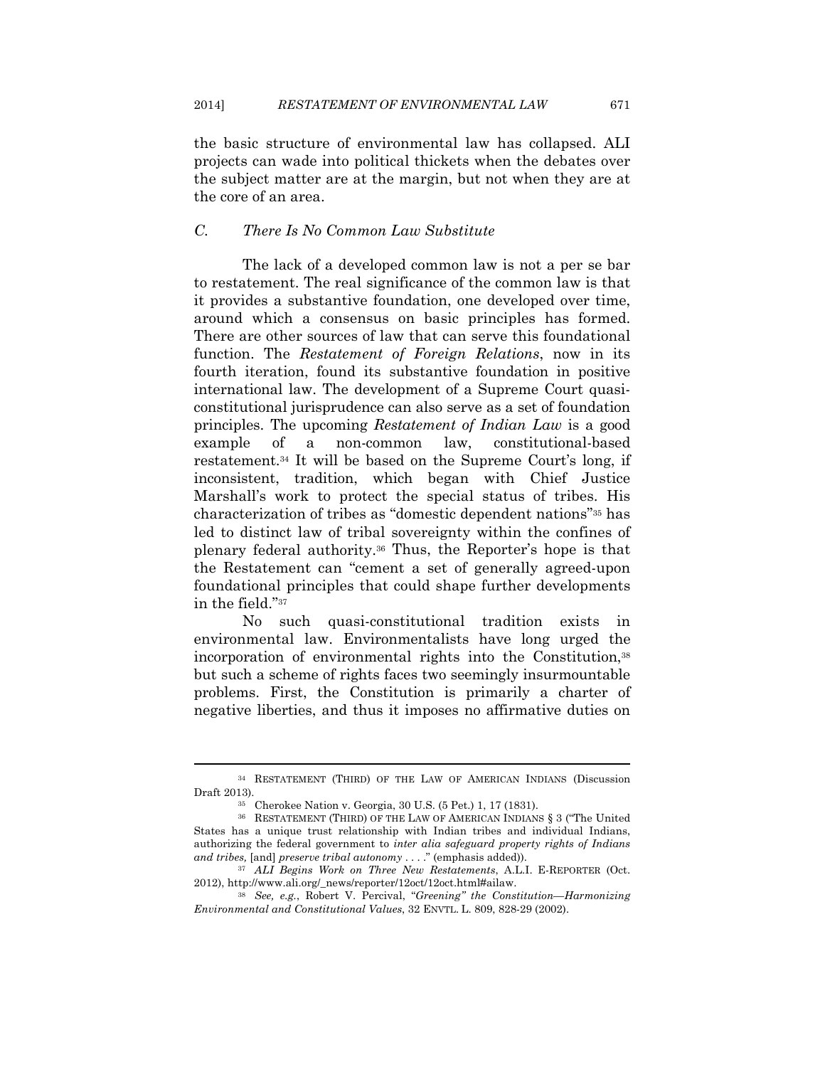the basic structure of environmental law has collapsed. ALI projects can wade into political thickets when the debates over the subject matter are at the margin, but not when they are at the core of an area.

### *C. There Is No Common Law Substitute*

The lack of a developed common law is not a per se bar to restatement. The real significance of the common law is that it provides a substantive foundation, one developed over time, around which a consensus on basic principles has formed. There are other sources of law that can serve this foundational function. The *Restatement of Foreign Relations*, now in its fourth iteration, found its substantive foundation in positive international law. The development of a Supreme Court quasi-constitutional jurisprudence can also serve as a set of foundation principles. The upcoming *Restatement of Indian Law* is a good example of a non-common law, constitutional-based restatement.[34] It will be based on the Supreme Court's long, if inconsistent, tradition, which began with Chief Justice Marshall's work to protect the special status of tribes. His characterization of tribes as "domestic dependent nations"[35] has led to distinct law of tribal sovereignty within the confines of plenary federal authority.[36] Thus, the Reporter's hope is that the Restatement can "cement a set of generally agreed-upon foundational principles that could shape further developments in the field."[37]

No such quasi-constitutional tradition exists in environmental law. Environmentalists have long urged the incorporation of environmental rights into the Constitution,[38] but such a scheme of rights faces two seemingly insurmountable problems. First, the Constitution is primarily a charter of negative liberties, and thus it imposes no affirmative duties on

---

[34] RESTATEMENT (THIRD) OF THE LAW OF AMERICAN INDIANS (Discussion Draft 2013).

[35] Cherokee Nation v. Georgia, 30 U.S. (5 Pet.) 1, 17 (1831).

[36] RESTATEMENT (THIRD) OF THE LAW OF AMERICAN INDIANS § 3 ("The United States has a unique trust relationship with Indian tribes and individual Indians, authorizing the federal government to *inter alia safeguard property rights of Indians and tribes,* [and] *preserve tribal autonomy* . . . ." (emphasis added)).

[37] *ALI Begins Work on Three New Restatements*, A.L.I. E-REPORTER (Oct. 2012), http://www.ali.org/_news/reporter/12oct/12oct.html#ailaw.

[38] *See, e.g.*, Robert V. Percival, *"Greening" the Constitution—Harmonizing Environmental and Constitutional Values*, 32 ENVTL. L. 809, 828-29 (2002).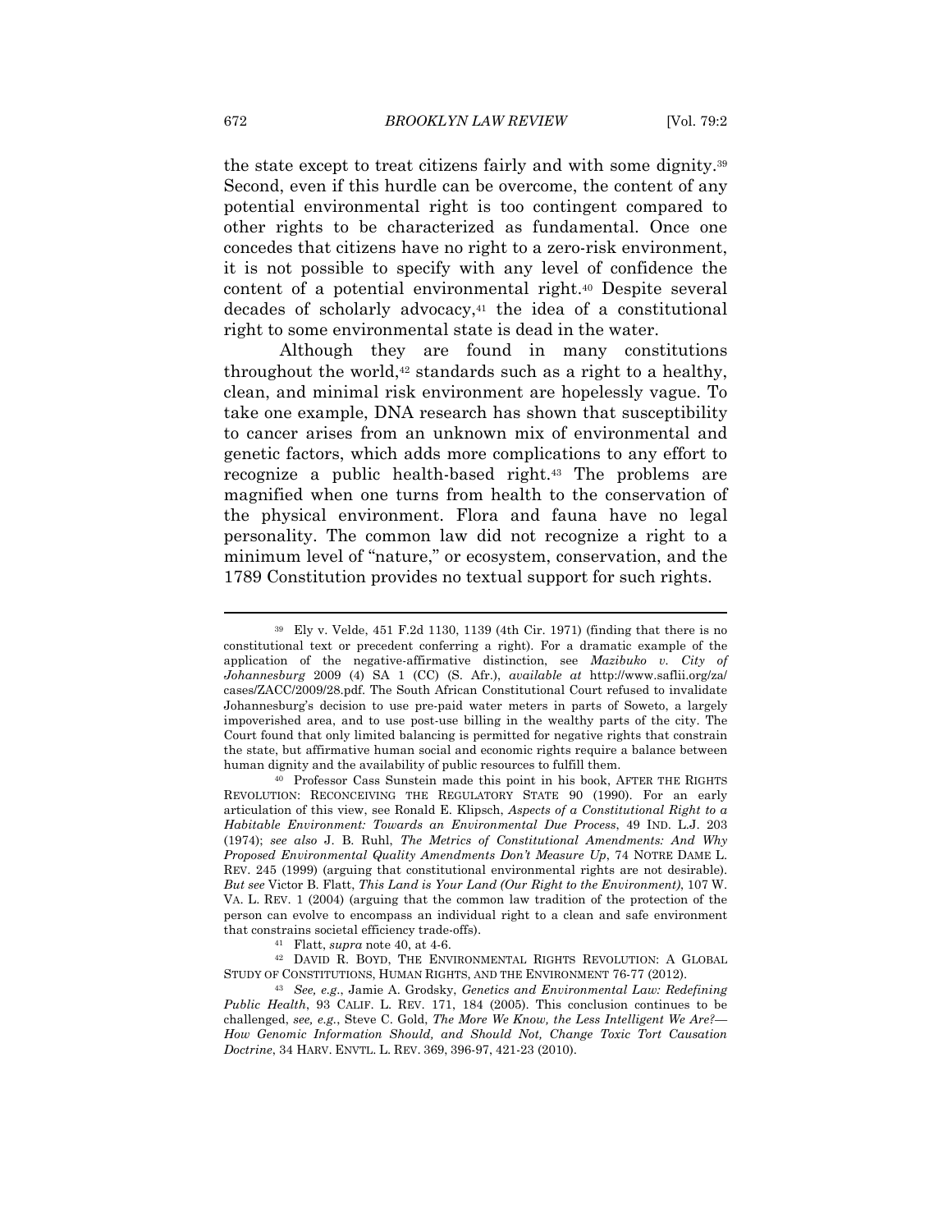the state except to treat citizens fairly and with some dignity.[39] Second, even if this hurdle can be overcome, the content of any potential environmental right is too contingent compared to other rights to be characterized as fundamental. Once one concedes that citizens have no right to a zero-risk environment, it is not possible to specify with any level of confidence the content of a potential environmental right.[40] Despite several decades of scholarly advocacy,[41] the idea of a constitutional right to some environmental state is dead in the water.

Although they are found in many constitutions throughout the world,[42] standards such as a right to a healthy, clean, and minimal risk environment are hopelessly vague. To take one example, DNA research has shown that susceptibility to cancer arises from an unknown mix of environmental and genetic factors, which adds more complications to any effort to recognize a public health-based right.[43] The problems are magnified when one turns from health to the conservation of the physical environment. Flora and fauna have no legal personality. The common law did not recognize a right to a minimum level of "nature," or ecosystem, conservation, and the 1789 Constitution provides no textual support for such rights.

---

[39] Ely v. Velde, 451 F.2d 1130, 1139 (4th Cir. 1971) (finding that there is no constitutional text or precedent conferring a right). For a dramatic example of the application of the negative-affirmative distinction, see *Mazibuko v. City of Johannesburg* 2009 (4) SA 1 (CC) (S. Afr.), *available at* http://www.saflii.org/za/cases/ZACC/2009/28.pdf. The South African Constitutional Court refused to invalidate Johannesburg's decision to use pre-paid water meters in parts of Soweto, a largely impoverished area, and to use post-use billing in the wealthy parts of the city. The Court found that only limited balancing is permitted for negative rights that constrain the state, but affirmative human social and economic rights require a balance between human dignity and the availability of public resources to fulfill them.

[40] Professor Cass Sunstein made this point in his book, AFTER THE RIGHTS REVOLUTION: RECONCEIVING THE REGULATORY STATE 90 (1990). For an early articulation of this view, see Ronald E. Klipsch, *Aspects of a Constitutional Right to a Habitable Environment: Towards an Environmental Due Process*, 49 IND. L.J. 203 (1974); *see also* J. B. Ruhl, *The Metrics of Constitutional Amendments: And Why Proposed Environmental Quality Amendments Don't Measure Up*, 74 NOTRE DAME L. REV. 245 (1999) (arguing that constitutional environmental rights are not desirable). *But see* Victor B. Flatt, *This Land is Your Land (Our Right to the Environment)*, 107 W. VA. L. REV. 1 (2004) (arguing that the common law tradition of the protection of the person can evolve to encompass an individual right to a clean and safe environment that constrains societal efficiency trade-offs).

[41] Flatt, *supra* note 40, at 4-6.

[42] DAVID R. BOYD, THE ENVIRONMENTAL RIGHTS REVOLUTION: A GLOBAL STUDY OF CONSTITUTIONS, HUMAN RIGHTS, AND THE ENVIRONMENT 76-77 (2012).

[43] *See, e.g.*, Jamie A. Grodsky, *Genetics and Environmental Law: Redefining Public Health*, 93 CALIF. L. REV. 171, 184 (2005). This conclusion continues to be challenged, *see, e.g.*, Steve C. Gold, *The More We Know, the Less Intelligent We Are?—How Genomic Information Should, and Should Not, Change Toxic Tort Causation Doctrine*, 34 HARV. ENVTL. L. REV. 369, 396-97, 421-23 (2010).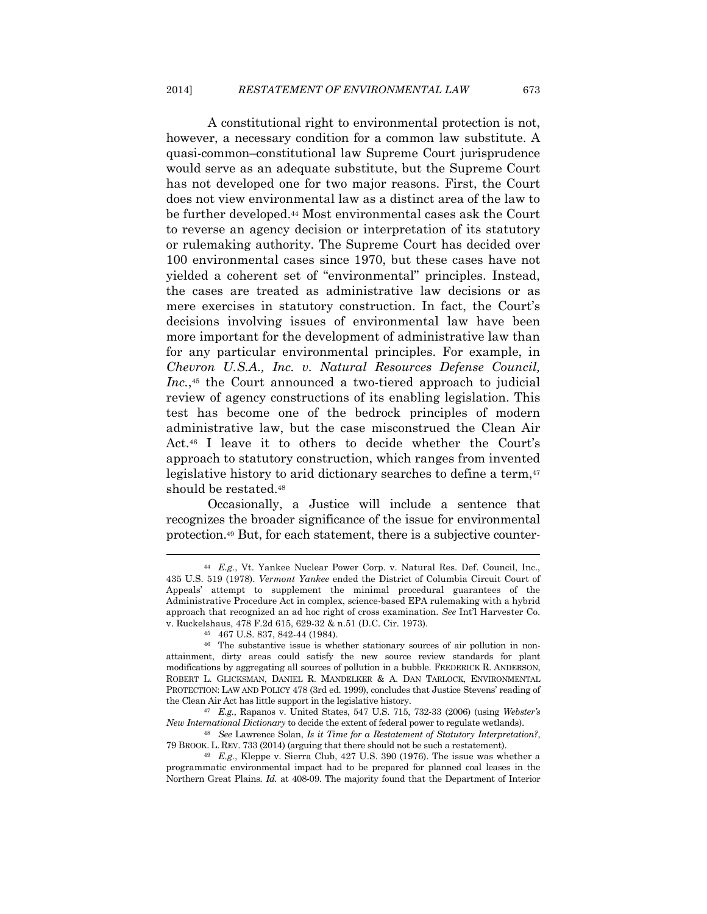A constitutional right to environmental protection is not, however, a necessary condition for a common law substitute. A quasi-common–constitutional law Supreme Court jurisprudence would serve as an adequate substitute, but the Supreme Court has not developed one for two major reasons. First, the Court does not view environmental law as a distinct area of the law to be further developed.[44] Most environmental cases ask the Court to reverse an agency decision or interpretation of its statutory or rulemaking authority. The Supreme Court has decided over 100 environmental cases since 1970, but these cases have not yielded a coherent set of "environmental" principles. Instead, the cases are treated as administrative law decisions or as mere exercises in statutory construction. In fact, the Court's decisions involving issues of environmental law have been more important for the development of administrative law than for any particular environmental principles. For example, in *Chevron U.S.A., Inc. v. Natural Resources Defense Council, Inc.*,[45] the Court announced a two-tiered approach to judicial review of agency constructions of its enabling legislation. This test has become one of the bedrock principles of modern administrative law, but the case misconstrued the Clean Air Act.[46] I leave it to others to decide whether the Court's approach to statutory construction, which ranges from invented legislative history to arid dictionary searches to define a term,[47] should be restated.[48]

Occasionally, a Justice will include a sentence that recognizes the broader significance of the issue for environmental protection.[49] But, for each statement, there is a subjective counter-

---

[44] *E.g.*, Vt. Yankee Nuclear Power Corp. v. Natural Res. Def. Council, Inc., 435 U.S. 519 (1978). *Vermont Yankee* ended the District of Columbia Circuit Court of Appeals' attempt to supplement the minimal procedural guarantees of the Administrative Procedure Act in complex, science-based EPA rulemaking with a hybrid approach that recognized an ad hoc right of cross examination. *See* Int'l Harvester Co. v. Ruckelshaus, 478 F.2d 615, 629-32 & n.51 (D.C. Cir. 1973).

[45] 467 U.S. 837, 842-44 (1984).

[46] The substantive issue is whether stationary sources of air pollution in non-attainment, dirty areas could satisfy the new source review standards for plant modifications by aggregating all sources of pollution in a bubble. FREDERICK R. ANDERSON, ROBERT L. GLICKSMAN, DANIEL R. MANDELKER & A. DAN TARLOCK, ENVIRONMENTAL PROTECTION: LAW AND POLICY 478 (3rd ed. 1999), concludes that Justice Stevens' reading of the Clean Air Act has little support in the legislative history.

[47] *E.g.*, Rapanos v. United States, 547 U.S. 715, 732-33 (2006) (using *Webster's New International Dictionary* to decide the extent of federal power to regulate wetlands).

[48] *See* Lawrence Solan, *Is it Time for a Restatement of Statutory Interpretation?*, 79 BROOK. L. REV. 733 (2014) (arguing that there should not be such a restatement).

[49] *E.g.*, Kleppe v. Sierra Club, 427 U.S. 390 (1976). The issue was whether a programmatic environmental impact had to be prepared for planned coal leases in the Northern Great Plains. *Id.* at 408-09. The majority found that the Department of Interior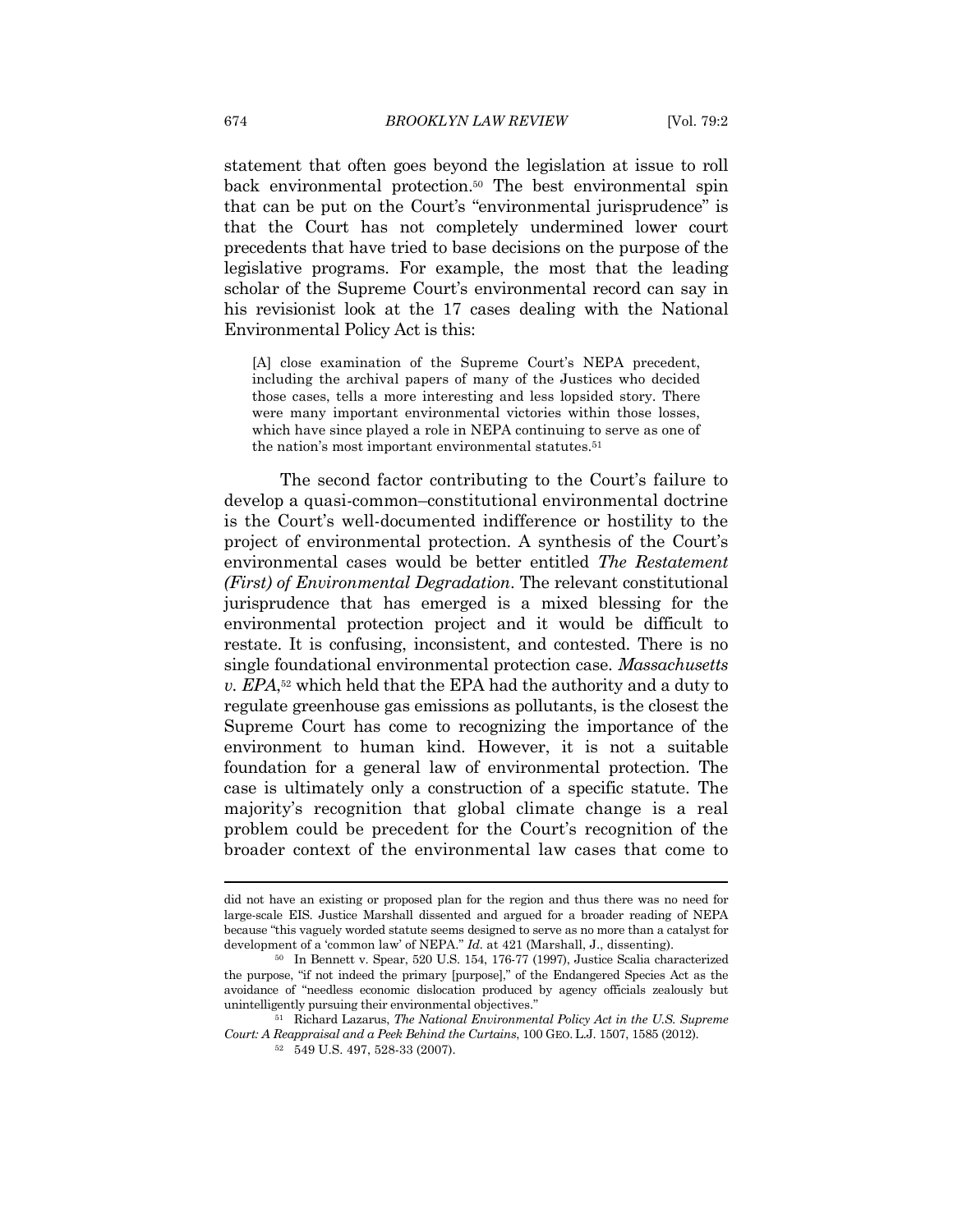statement that often goes beyond the legislation at issue to roll back environmental protection.[50] The best environmental spin that can be put on the Court's "environmental jurisprudence" is that the Court has not completely undermined lower court precedents that have tried to base decisions on the purpose of the legislative programs. For example, the most that the leading scholar of the Supreme Court's environmental record can say in his revisionist look at the 17 cases dealing with the National Environmental Policy Act is this:

> [A] close examination of the Supreme Court's NEPA precedent, including the archival papers of many of the Justices who decided those cases, tells a more interesting and less lopsided story. There were many important environmental victories within those losses, which have since played a role in NEPA continuing to serve as one of the nation's most important environmental statutes.[51]

The second factor contributing to the Court's failure to develop a quasi-common–constitutional environmental doctrine is the Court's well-documented indifference or hostility to the project of environmental protection. A synthesis of the Court's environmental cases would be better entitled *The Restatement (First) of Environmental Degradation*. The relevant constitutional jurisprudence that has emerged is a mixed blessing for the environmental protection project and it would be difficult to restate. It is confusing, inconsistent, and contested. There is no single foundational environmental protection case. *Massachusetts v. EPA*,[52] which held that the EPA had the authority and a duty to regulate greenhouse gas emissions as pollutants, is the closest the Supreme Court has come to recognizing the importance of the environment to human kind. However, it is not a suitable foundation for a general law of environmental protection. The case is ultimately only a construction of a specific statute. The majority's recognition that global climate change is a real problem could be precedent for the Court's recognition of the broader context of the environmental law cases that come to

---

did not have an existing or proposed plan for the region and thus there was no need for large-scale EIS. Justice Marshall dissented and argued for a broader reading of NEPA because "this vaguely worded statute seems designed to serve as no more than a catalyst for development of a 'common law' of NEPA." *Id.* at 421 (Marshall, J., dissenting).

[50] In Bennett v. Spear, 520 U.S. 154, 176-77 (1997), Justice Scalia characterized the purpose, "if not indeed the primary [purpose]," of the Endangered Species Act as the avoidance of "needless economic dislocation produced by agency officials zealously but unintelligently pursuing their environmental objectives."

[51] Richard Lazarus, *The National Environmental Policy Act in the U.S. Supreme Court: A Reappraisal and a Peek Behind the Curtains*, 100 GEO. L.J. 1507, 1585 (2012).

[52] 549 U.S. 497, 528-33 (2007).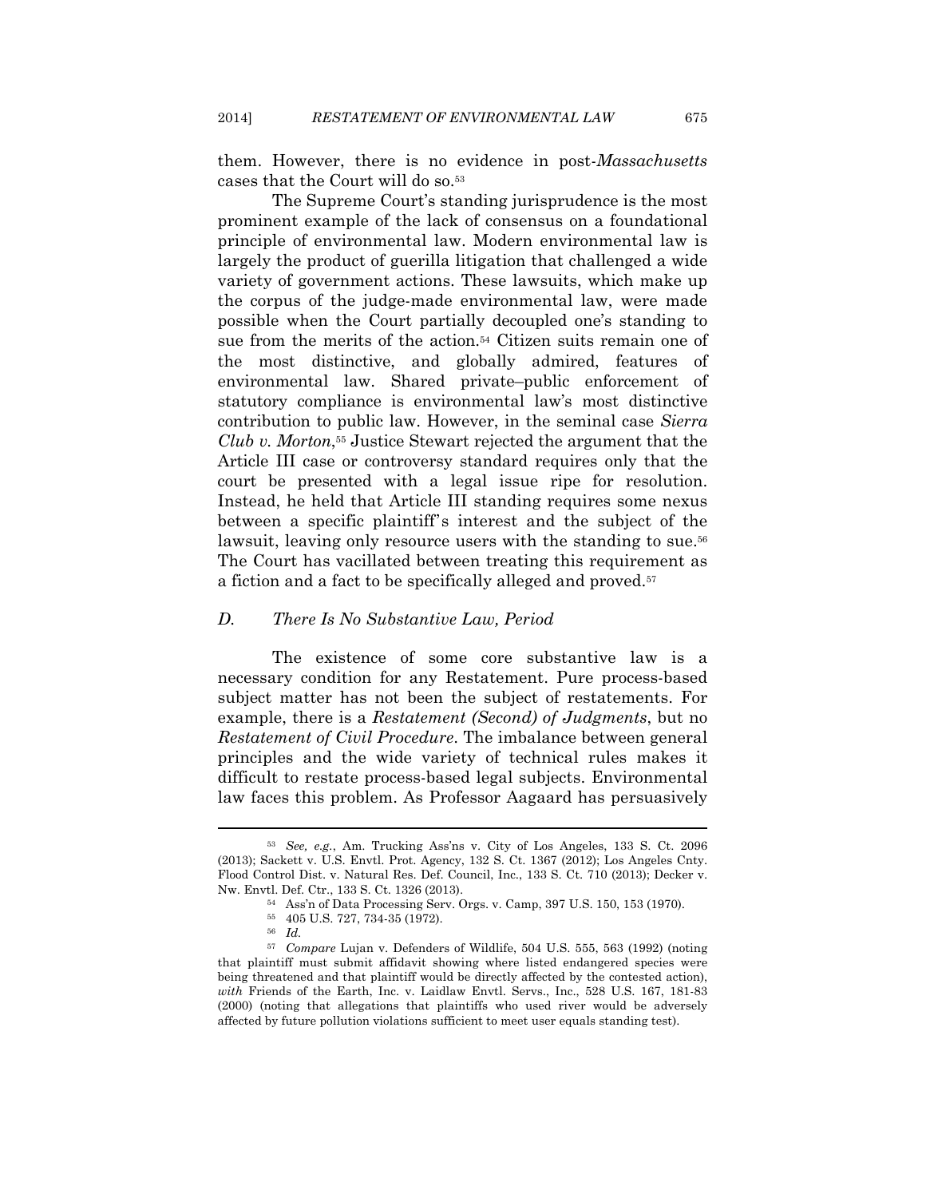them. However, there is no evidence in post-*Massachusetts* cases that the Court will do so.[53]

The Supreme Court's standing jurisprudence is the most prominent example of the lack of consensus on a foundational principle of environmental law. Modern environmental law is largely the product of guerilla litigation that challenged a wide variety of government actions. These lawsuits, which make up the corpus of the judge-made environmental law, were made possible when the Court partially decoupled one's standing to sue from the merits of the action.[54] Citizen suits remain one of the most distinctive, and globally admired, features of environmental law. Shared private–public enforcement of statutory compliance is environmental law's most distinctive contribution to public law. However, in the seminal case *Sierra Club v. Morton*,[55] Justice Stewart rejected the argument that the Article III case or controversy standard requires only that the court be presented with a legal issue ripe for resolution. Instead, he held that Article III standing requires some nexus between a specific plaintiff's interest and the subject of the lawsuit, leaving only resource users with the standing to sue.[56] The Court has vacillated between treating this requirement as a fiction and a fact to be specifically alleged and proved.[57]

### *D. There Is No Substantive Law, Period*

The existence of some core substantive law is a necessary condition for any Restatement. Pure process-based subject matter has not been the subject of restatements. For example, there is a *Restatement (Second) of Judgments*, but no *Restatement of Civil Procedure*. The imbalance between general principles and the wide variety of technical rules makes it difficult to restate process-based legal subjects. Environmental law faces this problem. As Professor Aagaard has persuasively

---

[53] *See, e.g.*, Am. Trucking Ass'ns v. City of Los Angeles, 133 S. Ct. 2096 (2013); Sackett v. U.S. Envtl. Prot. Agency, 132 S. Ct. 1367 (2012); Los Angeles Cnty. Flood Control Dist. v. Natural Res. Def. Council, Inc., 133 S. Ct. 710 (2013); Decker v. Nw. Envtl. Def. Ctr., 133 S. Ct. 1326 (2013).

[54] Ass'n of Data Processing Serv. Orgs. v. Camp, 397 U.S. 150, 153 (1970).

[55] 405 U.S. 727, 734-35 (1972).

[56] *Id.*

[57] *Compare* Lujan v. Defenders of Wildlife, 504 U.S. 555, 563 (1992) (noting that plaintiff must submit affidavit showing where listed endangered species were being threatened and that plaintiff would be directly affected by the contested action), *with* Friends of the Earth, Inc. v. Laidlaw Envtl. Servs., Inc., 528 U.S. 167, 181-83 (2000) (noting that allegations that plaintiffs who used river would be adversely affected by future pollution violations sufficient to meet user equals standing test).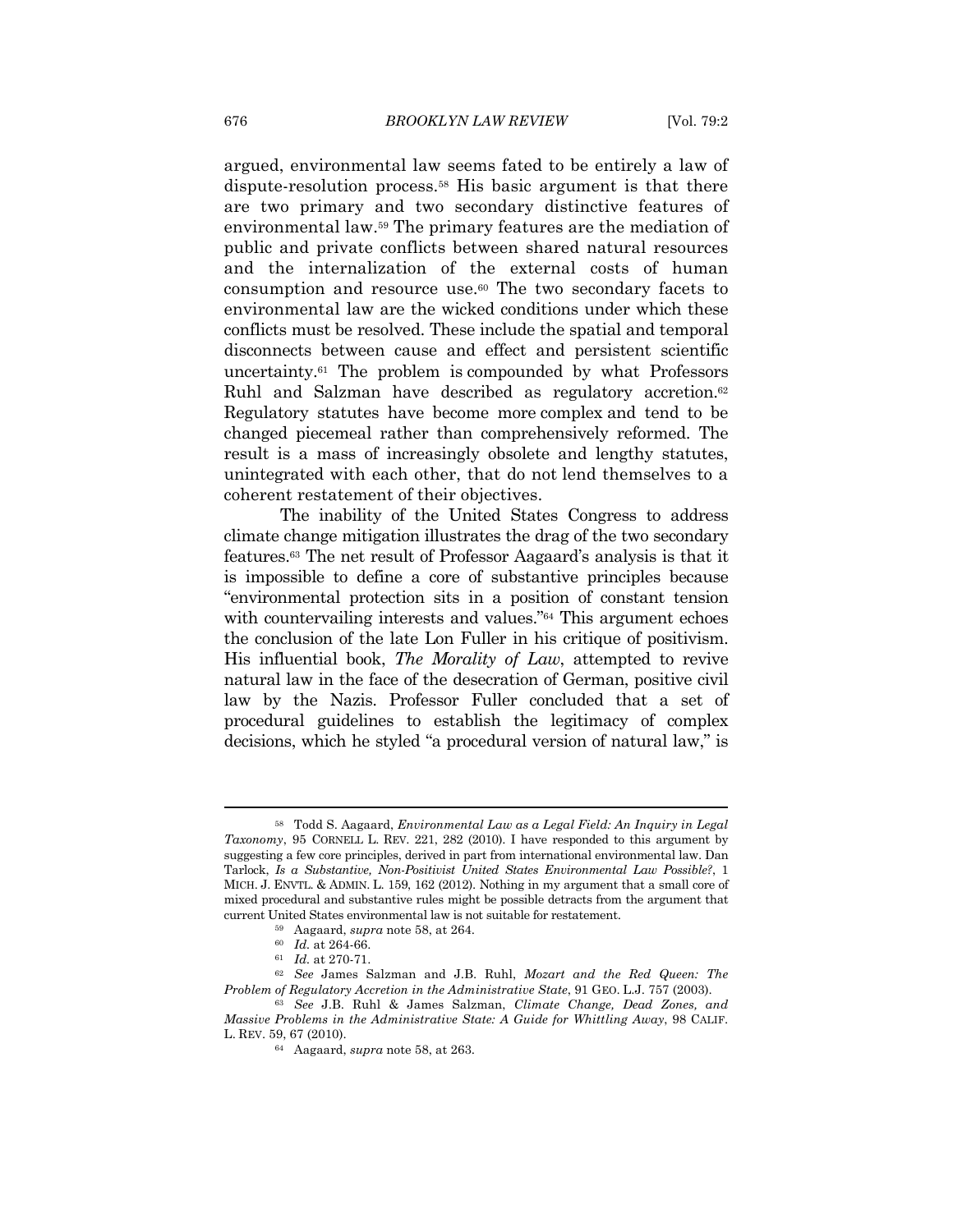argued, environmental law seems fated to be entirely a law of dispute-resolution process.[58] His basic argument is that there are two primary and two secondary distinctive features of environmental law.[59] The primary features are the mediation of public and private conflicts between shared natural resources and the internalization of the external costs of human consumption and resource use.[60] The two secondary facets to environmental law are the wicked conditions under which these conflicts must be resolved. These include the spatial and temporal disconnects between cause and effect and persistent scientific uncertainty.[61] The problem is compounded by what Professors Ruhl and Salzman have described as regulatory accretion.[62] Regulatory statutes have become more complex and tend to be changed piecemeal rather than comprehensively reformed. The result is a mass of increasingly obsolete and lengthy statutes, unintegrated with each other, that do not lend themselves to a coherent restatement of their objectives.

The inability of the United States Congress to address climate change mitigation illustrates the drag of the two secondary features.[63] The net result of Professor Aagaard's analysis is that it is impossible to define a core of substantive principles because "environmental protection sits in a position of constant tension with countervailing interests and values."[64] This argument echoes the conclusion of the late Lon Fuller in his critique of positivism. His influential book, *The Morality of Law*, attempted to revive natural law in the face of the desecration of German, positive civil law by the Nazis. Professor Fuller concluded that a set of procedural guidelines to establish the legitimacy of complex decisions, which he styled "a procedural version of natural law," is

---

[58] Todd S. Aagaard, *Environmental Law as a Legal Field: An Inquiry in Legal Taxonomy*, 95 CORNELL L. REV. 221, 282 (2010). I have responded to this argument by suggesting a few core principles, derived in part from international environmental law. Dan Tarlock, *Is a Substantive, Non-Positivist United States Environmental Law Possible?*, 1 MICH. J. ENVTL. & ADMIN. L. 159, 162 (2012). Nothing in my argument that a small core of mixed procedural and substantive rules might be possible detracts from the argument that current United States environmental law is not suitable for restatement.

[59] Aagaard, *supra* note 58, at 264.

[60] *Id.* at 264-66.

[61] *Id.* at 270-71.

[62] *See* James Salzman and J.B. Ruhl, *Mozart and the Red Queen: The Problem of Regulatory Accretion in the Administrative State*, 91 GEO. L.J. 757 (2003).

[63] *See* J.B. Ruhl & James Salzman, *Climate Change, Dead Zones, and Massive Problems in the Administrative State: A Guide for Whittling Away*, 98 CALIF. L. REV. 59, 67 (2010).

[64] Aagaard, *supra* note 58, at 263.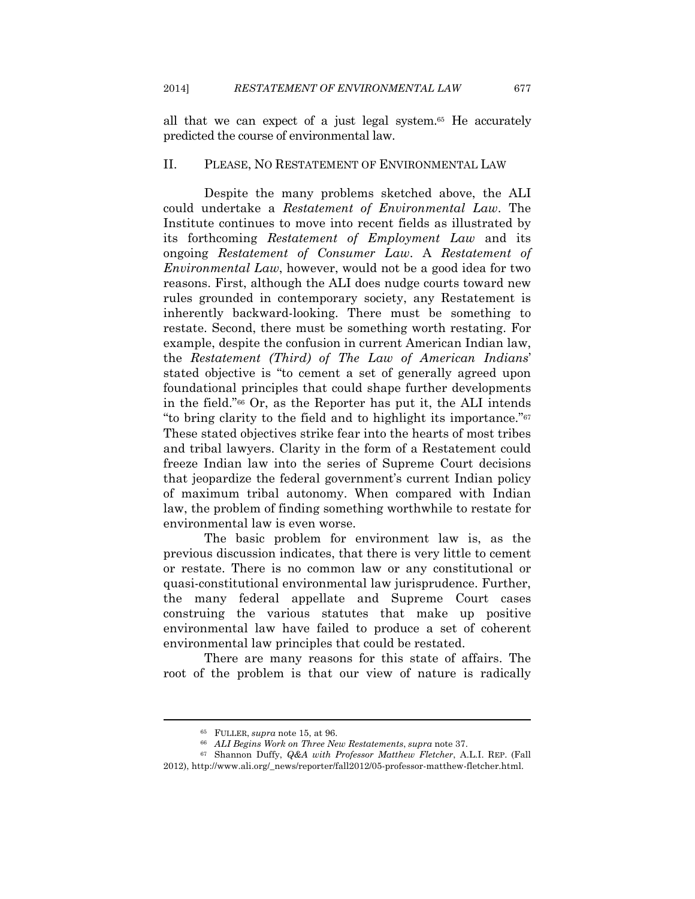all that we can expect of a just legal system.[65] He accurately predicted the course of environmental law.

## II. PLEASE, NO RESTATEMENT OF ENVIRONMENTAL LAW

Despite the many problems sketched above, the ALI could undertake a *Restatement of Environmental Law*. The Institute continues to move into recent fields as illustrated by its forthcoming *Restatement of Employment Law* and its ongoing *Restatement of Consumer Law*. A *Restatement of Environmental Law*, however, would not be a good idea for two reasons. First, although the ALI does nudge courts toward new rules grounded in contemporary society, any Restatement is inherently backward-looking. There must be something to restate. Second, there must be something worth restating. For example, despite the confusion in current American Indian law, the *Restatement (Third) of The Law of American Indians*' stated objective is "to cement a set of generally agreed upon foundational principles that could shape further developments in the field."[66] Or, as the Reporter has put it, the ALI intends "to bring clarity to the field and to highlight its importance."[67] These stated objectives strike fear into the hearts of most tribes and tribal lawyers. Clarity in the form of a Restatement could freeze Indian law into the series of Supreme Court decisions that jeopardize the federal government's current Indian policy of maximum tribal autonomy. When compared with Indian law, the problem of finding something worthwhile to restate for environmental law is even worse.

The basic problem for environment law is, as the previous discussion indicates, that there is very little to cement or restate. There is no common law or any constitutional or quasi-constitutional environmental law jurisprudence. Further, the many federal appellate and Supreme Court cases construing the various statutes that make up positive environmental law have failed to produce a set of coherent environmental law principles that could be restated.

There are many reasons for this state of affairs. The root of the problem is that our view of nature is radically

---

[65] FULLER, *supra* note 15, at 96.

[66] *ALI Begins Work on Three New Restatements*, *supra* note 37.

[67] Shannon Duffy, *Q&A with Professor Matthew Fletcher*, A.L.I. REP. (Fall 2012), http://www.ali.org/_news/reporter/fall2012/05-professor-matthew-fletcher.html.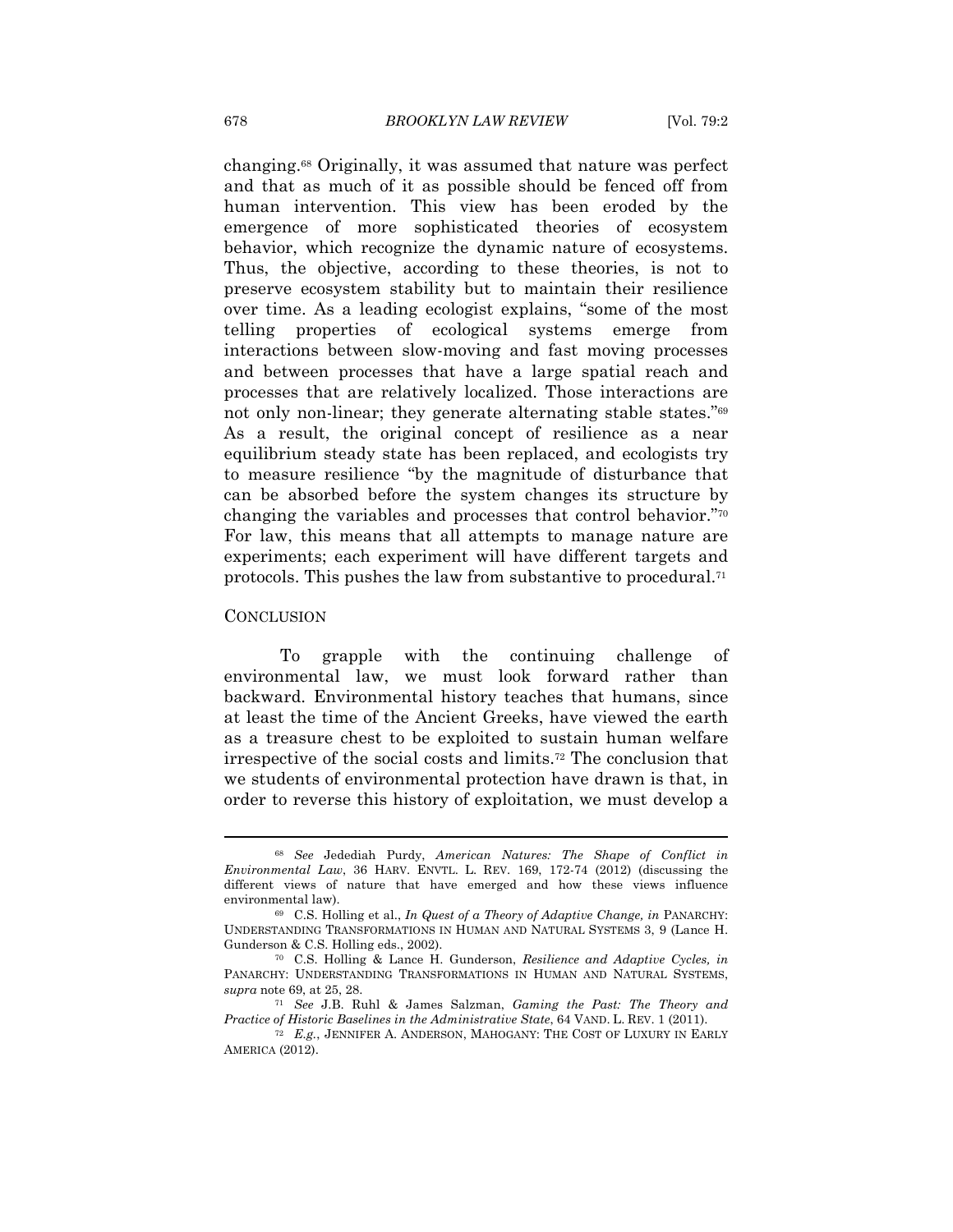changing.[68] Originally, it was assumed that nature was perfect and that as much of it as possible should be fenced off from human intervention. This view has been eroded by the emergence of more sophisticated theories of ecosystem behavior, which recognize the dynamic nature of ecosystems. Thus, the objective, according to these theories, is not to preserve ecosystem stability but to maintain their resilience over time. As a leading ecologist explains, "some of the most telling properties of ecological systems emerge from interactions between slow-moving and fast moving processes and between processes that have a large spatial reach and processes that are relatively localized. Those interactions are not only non-linear; they generate alternating stable states."[69] As a result, the original concept of resilience as a near equilibrium steady state has been replaced, and ecologists try to measure resilience "by the magnitude of disturbance that can be absorbed before the system changes its structure by changing the variables and processes that control behavior."[70] For law, this means that all attempts to manage nature are experiments; each experiment will have different targets and protocols. This pushes the law from substantive to procedural.[71]

## CONCLUSION

To grapple with the continuing challenge of environmental law, we must look forward rather than backward. Environmental history teaches that humans, since at least the time of the Ancient Greeks, have viewed the earth as a treasure chest to be exploited to sustain human welfare irrespective of the social costs and limits.[72] The conclusion that we students of environmental protection have drawn is that, in order to reverse this history of exploitation, we must develop a

---

[68] *See* Jedediah Purdy, *American Natures: The Shape of Conflict in Environmental Law*, 36 HARV. ENVTL. L. REV. 169, 172-74 (2012) (discussing the different views of nature that have emerged and how these views influence environmental law).

[69] C.S. Holling et al., *In Quest of a Theory of Adaptive Change, in* PANARCHY: UNDERSTANDING TRANSFORMATIONS IN HUMAN AND NATURAL SYSTEMS 3, 9 (Lance H. Gunderson & C.S. Holling eds., 2002).

[70] C.S. Holling & Lance H. Gunderson, *Resilience and Adaptive Cycles, in* PANARCHY: UNDERSTANDING TRANSFORMATIONS IN HUMAN AND NATURAL SYSTEMS, *supra* note 69, at 25, 28.

[71] *See* J.B. Ruhl & James Salzman, *Gaming the Past: The Theory and Practice of Historic Baselines in the Administrative State*, 64 VAND. L. REV. 1 (2011).

[72] *E.g.*, JENNIFER A. ANDERSON, MAHOGANY: THE COST OF LUXURY IN EARLY AMERICA (2012).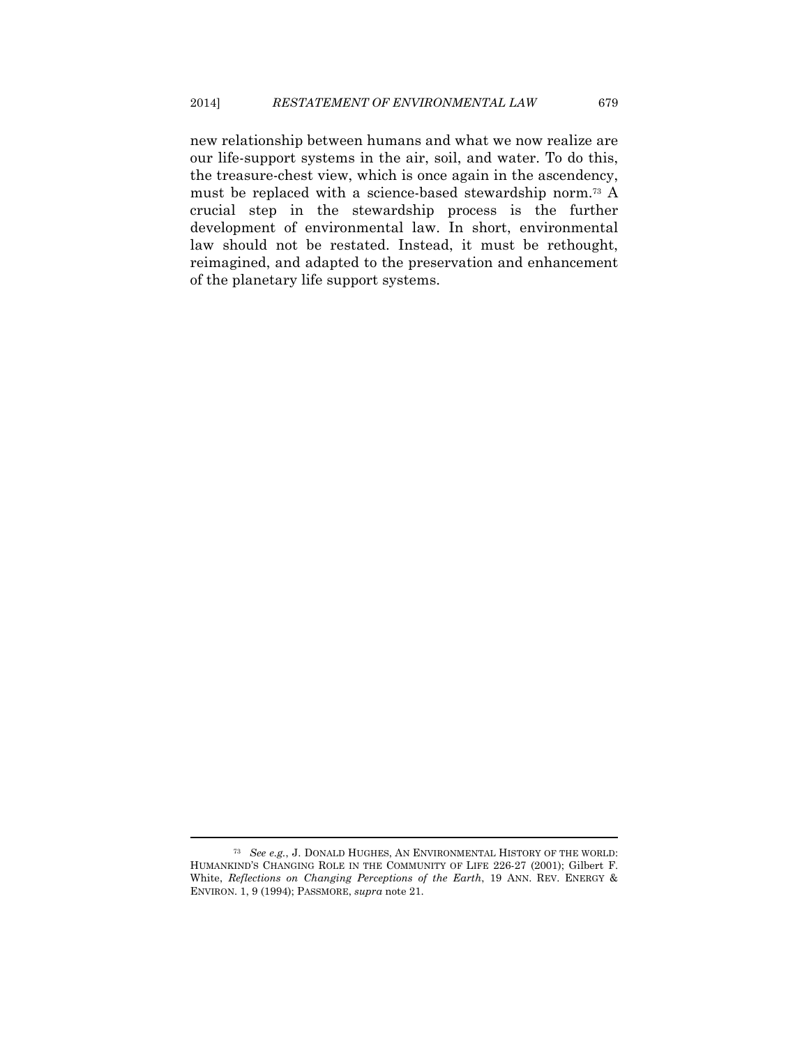new relationship between humans and what we now realize are our life-support systems in the air, soil, and water. To do this, the treasure-chest view, which is once again in the ascendency, must be replaced with a science-based stewardship norm.[73] A crucial step in the stewardship process is the further development of environmental law. In short, environmental law should not be restated. Instead, it must be rethought, reimagined, and adapted to the preservation and enhancement of the planetary life support systems.

---

[73] *See e.g.*, J. DONALD HUGHES, AN ENVIRONMENTAL HISTORY OF THE WORLD: HUMANKIND'S CHANGING ROLE IN THE COMMUNITY OF LIFE 226-27 (2001); Gilbert F. White, *Reflections on Changing Perceptions of the Earth*, 19 ANN. REV. ENERGY & ENVIRON. 1, 9 (1994); PASSMORE, *supra* note 21.